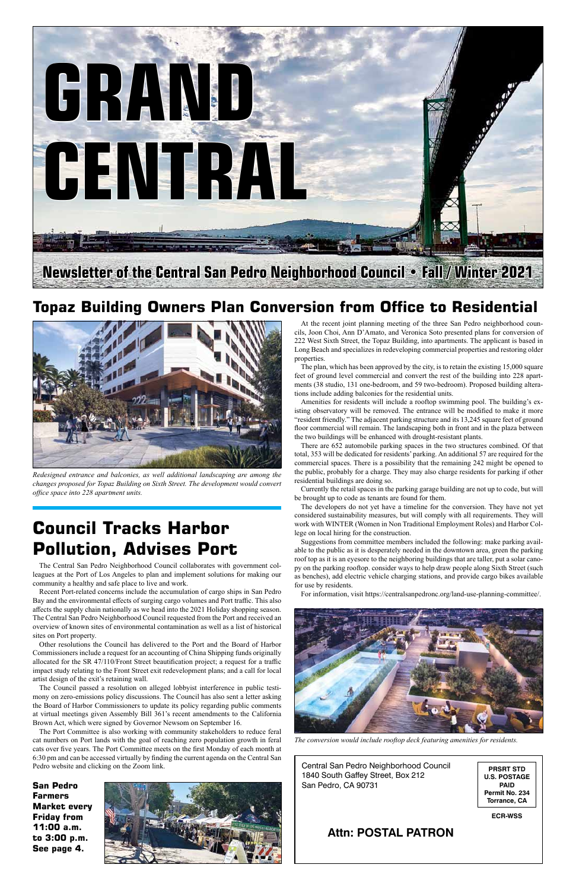# GRAND CENTRAL

**Newsletter of the Central San Pedro Neighborhood Council • Fall / Winter 2021**

## Topaz Building Owners Plan Conversion from Office to Residential

*Redesigned entrance and balconies, as well additional landscaping are among the changes proposed for Topaz Building on Sixth Street. The development would convert office space into 228 apartment units.*

At the recent joint planning meeting of the three San Pedro neighborhood councils, Joon Choi, Ann D'Amato, and Veronica Soto presented plans for conversion of 222 West Sixth Street, the Topaz Building, into apartments. The applicant is based in Long Beach and specializes in redeveloping commercial properties and restoring older properties.

The plan, which has been approved by the city, is to retain the existing 15,000 square feet of ground level commercial and convert the rest of the building into 228 apartments (38 studio, 131 one-bedroom, and 59 two-bedroom). Proposed building alterations include adding balconies for the residential units.

Amenities for residents will include a rooftop swimming pool. The building's existing observatory will be removed. The entrance will be modified to make it more "resident friendly." The adjacent parking structure and its 13,245 square feet of ground floor commercial will remain. The landscaping both in front and in the plaza between the two buildings will be enhanced with drought-resistant plants.

There are 652 automobile parking spaces in the two structures combined. Of that total, 353 will be dedicated for residents' parking. An additional 57 are required for the commercial spaces. There is a possibility that the remaining 242 might be opened to the public, probably for a charge. They may also charge residents for parking if other residential buildings are doing so.

Currently the retail spaces in the parking garage building are not up to code, but will be brought up to code as tenants are found for them.

The developers do not yet have a timeline for the conversion. They have not yet considered sustainability measures, but will comply with all requirements. They will work with WINTER (Women in Non Traditional Employment Roles) and Harbor College on local hiring for the construction.

Suggestions from committee members included the following: make parking available to the public as it is desperately needed in the downtown area, green the parking roof top as it is an eyesore to the neighboring buildings that are taller, put a solar canopy on the parking rooftop. consider ways to help draw people along Sixth Street (such as benches), add electric vehicle charging stations, and provide cargo bikes available for use by residents.

For information, visit https://centralsanpedronc.org/land-use-planning-committee/.

*The conversion would include rooftop deck featuring amenities for residents.*

## Council Tracks Harbor Pollution, Advises Port

The Central San Pedro Neighborhood Council collaborates with government colleagues at the Port of Los Angeles to plan and implement solutions for making our community a healthy and safe place to live and work.

Recent Port-related concerns include the accumulation of cargo ships in San Pedro Bay and the environmental effects of surging cargo volumes and Port traffic. This also affects the supply chain nationally as we head into the 2021 Holiday shopping season. The Central San Pedro Neighborhood Council requested from the Port and received an overview of known sites of environmental contamination as well as a list of historical sites on Port property.

Other resolutions the Council has delivered to the Port and the Board of Harbor Commissioners include a request for an accounting of China Shipping funds originally allocated for the SR 47/110/Front Street beautification project; a request for a traffic impact study relating to the Front Street exit redevelopment plans; and a call for local artist design of the exit's retaining wall.

The Council passed a resolution on alleged lobbyist interference in public testimony on zero-emissions policy discussions. The Council has also sent a letter asking the Board of Harbor Commissioners to update its policy regarding public comments at virtual meetings given Assembly Bill 361's recent amendments to the California Brown Act, which were signed by Governor Newsom on September 16.

The Port Committee is also working with community stakeholders to reduce feral cat numbers on Port lands with the goal of reaching zero population growth in feral cats over five years. The Port Committee meets on the first Monday of each month at 6:30 pm and can be accessed virtually by finding the current agenda on the Central San Pedro website and clicking on the Zoom link.

**San Pedro Farmers Market every Friday from 11:00 a.m. to 3:00 p.m. See page 4.**

Central San Pedro Neighborhood Council
1840 South Gaffey Street, Box 212
San Pedro, CA 90731

PRSRT STD
U.S. POSTAGE
PAID
Permit No. 234
Torrance, CA

ECR-WSS

**Attn: POSTAL PATRON**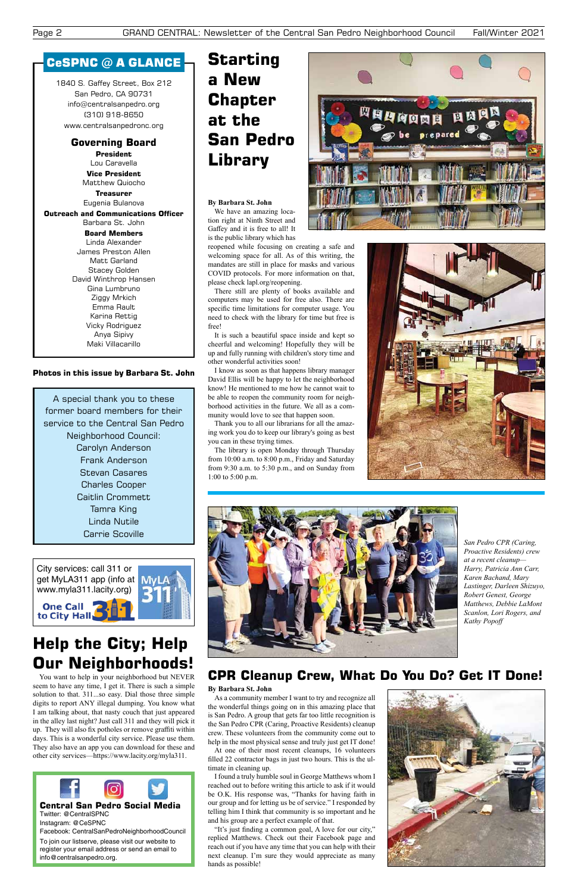## CeSPNC @ A GLANCE

1840 S. Gaffey Street, Box 212
San Pedro, CA 90731
info@centralsanpedro.org
(310) 918-8650
www.centralsanpedronc.org

### Governing Board

**President**
Lou Caravella

**Vice President**
Matthew Quiocho

**Treasurer**
Eugenia Bulanova

**Outreach and Communications Officer**
Barbara St. John

**Board Members**
Linda Alexander
James Preston Allen
Matt Garland
Stacey Golden
David Winthrop Hansen
Gina Lumbruno
Ziggy Mrkich
Emma Rault
Karina Rettig
Vicky Rodriguez
Anya Sipivy
Maki Villacarillo

**Photos in this issue by Barbara St. John**

A special thank you to these former board members for their service to the Central San Pedro Neighborhood Council:
Carolyn Anderson
Frank Anderson
Stevan Casares
Charles Cooper
Caitlin Crommett
Tamra King
Linda Nutile
Carrie Scoville

City services: call 311 or get MyLA311 app (info at www.myla311.lacity.org)

One Call to City Hall 311

# Help the City; Help Our Neighborhoods!

You want to help in your neighborhood but NEVER seem to have any time, I get it. There is such a simple solution to that. 311...so easy. Dial those three simple digits to report ANY illegal dumping. You know what I am talking about, that nasty couch that just appeared in the alley last night? Just call 311 and they will pick it up. They will also fix potholes or remove graffiti within days. This is a wonderful city service. Please use them. They also have an app you can download for these and other city services—https://www.lacity.org/myla311.

**Central San Pedro Social Media**
Twitter: @CentralSPNC
Instagram: @CeSPNC
Facebook: CentralSanPedroNeighborhoodCouncil
To join our listserve, please visit our website to register your email address or send an email to info@centralsanpedro.org.

# Starting a New Chapter at the San Pedro Library

**By Barbara St. John**

We have an amazing location right at Ninth Street and Gaffey and it is free to all! It is the public library which has reopened while focusing on creating a safe and welcoming space for all. As of this writing, the mandates are still in place for masks and various COVID protocols. For more information on that, please check lapl.org/reopening.

There still are plenty of books available and computers may be used for free also. There are specific time limitations for computer usage. You need to check with the library for time but free is free!

It is such a beautiful space inside and kept so cheerful and welcoming! Hopefully they will be up and fully running with children's story time and other wonderful activities soon!

I know as soon as that happens library manager David Ellis will be happy to let the neighborhood know! He mentioned to me how he cannot wait to be able to reopen the community room for neighborhood activities in the future. We all as a community would love to see that happen soon.

Thank you to all our librarians for all the amazing work you do to keep our library's going as best you can in these trying times.

The library is open Monday through Thursday from 10:00 a.m. to 8:00 p.m., Friday and Saturday from 9:30 a.m. to 5:30 p.m., and on Sunday from 1:00 to 5:00 p.m.

*San Pedro CPR (Caring, Proactive Residents) crew at a recent cleanup—Harry, Patricia Ann Carr, Karen Bachand, Mary Lastinger, Darleen Shizuyo, Robert Genest, George Matthews, Debbie LaMont Scanlon, Lori Rogers, and Kathy Popoff*

## CPR Cleanup Crew, What Do You Do? Get IT Done!

**By Barbara St. John**

As a community member I want to try and recognize all the wonderful things going on in this amazing place that is San Pedro. A group that gets far too little recognition is the San Pedro CPR (Caring, Proactive Residents) cleanup crew. These volunteers from the community come out to help in the most physical sense and truly just get IT done!

At one of their most recent cleanups, 16 volunteers filled 22 contractor bags in just two hours. This is the ultimate in cleaning up.

I found a truly humble soul in George Matthews whom I reached out to before writing this article to ask if it would be O.K. His response was, "Thanks for having faith in our group and for letting us be of service." I responded by telling him I think that community is so important and he and his group are a perfect example of that.

"It's just finding a common goal, A love for our city," replied Matthews. Check out their Facebook page and reach out if you have any time that you can help with their next cleanup. I'm sure they would appreciate as many hands as possible!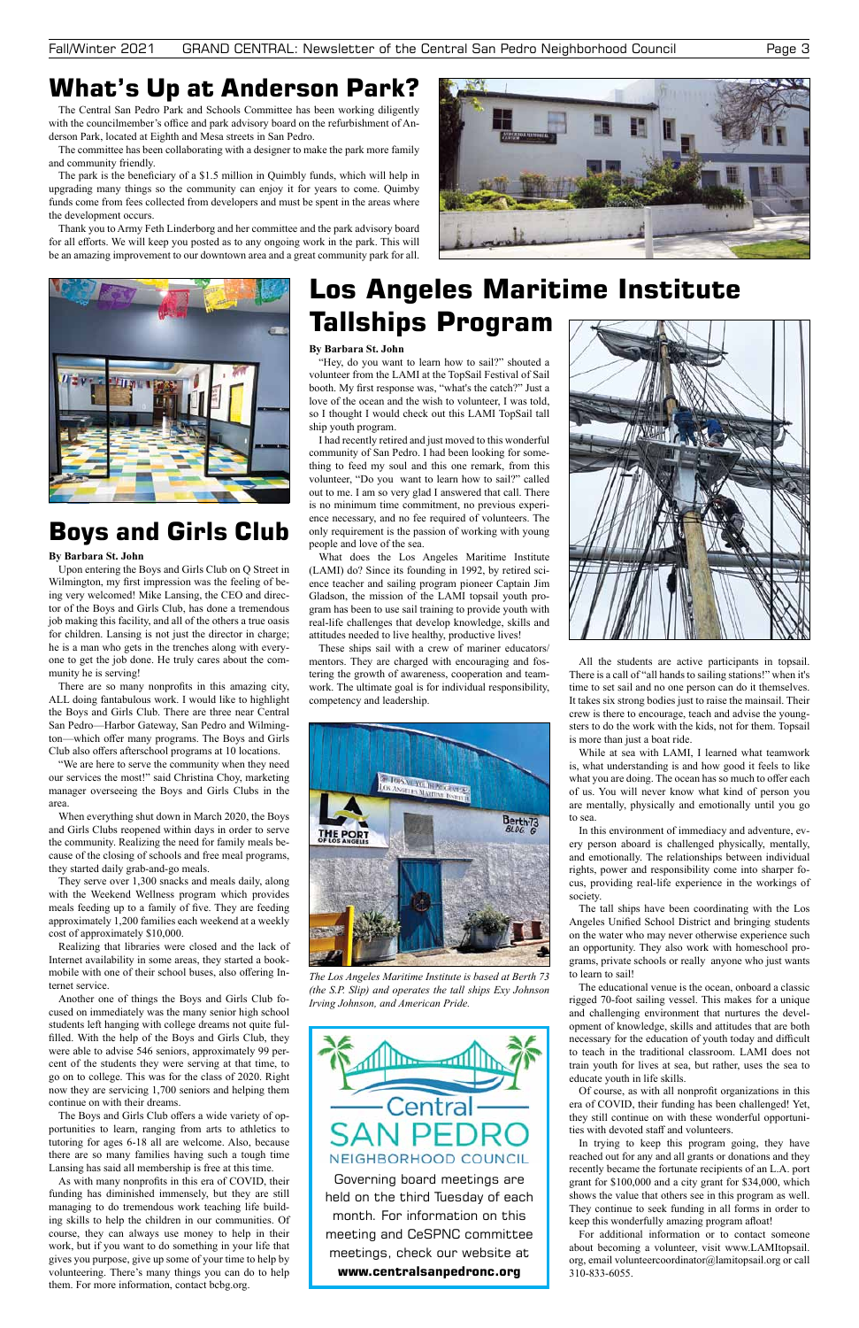# What's Up at Anderson Park?

The Central San Pedro Park and Schools Committee has been working diligently with the councilmember's office and park advisory board on the refurbishment of Anderson Park, located at Eighth and Mesa streets in San Pedro.

The committee has been collaborating with a designer to make the park more family and community friendly.

The park is the beneficiary of a $1.5 million in Quimbly funds, which will help in upgrading many things so the community can enjoy it for years to come. Quimby funds come from fees collected from developers and must be spent in the areas where the development occurs.

Thank you to Army Feth Linderborg and her committee and the park advisory board for all efforts. We will keep you posted as to any ongoing work in the park. This will be an amazing improvement to our downtown area and a great community park for all.

# Boys and Girls Club

**By Barbara St. John**

Upon entering the Boys and Girls Club on Q Street in Wilmington, my first impression was the feeling of being very welcomed! Mike Lansing, the CEO and director of the Boys and Girls Club, has done a tremendous job making this facility, and all of the others a true oasis for children. Lansing is not just the director in charge; he is a man who gets in the trenches along with everyone to get the job done. He truly cares about the community he is serving!

There are so many nonprofits in this amazing city, ALL doing fantabulous work. I would like to highlight the Boys and Girls Club. There are three near Central San Pedro—Harbor Gateway, San Pedro and Wilmington—which offer many programs. The Boys and Girls Club also offers afterschool programs at 10 locations.

"We are here to serve the community when they need our services the most!" said Christina Choy, marketing manager overseeing the Boys and Girls Clubs in the area.

When everything shut down in March 2020, the Boys and Girls Clubs reopened within days in order to serve the community. Realizing the need for family meals because of the closing of schools and free meal programs, they started daily grab-and-go meals.

They serve over 1,300 snacks and meals daily, along with the Weekend Wellness program which provides meals feeding up to a family of five. They are feeding approximately 1,200 families each weekend at a weekly cost of approximately $10,000.

Realizing that libraries were closed and the lack of Internet availability in some areas, they started a bookmobile with one of their school buses, also offering Internet service.

Another one of things the Boys and Girls Club focused on immediately was the many senior high school students left hanging with college dreams not quite fulfilled. With the help of the Boys and Girls Club, they were able to advise 546 seniors, approximately 99 percent of the students they were serving at that time, to go on to college. This was for the class of 2020. Right now they are servicing 1,700 seniors and helping them continue on with their dreams.

The Boys and Girls Club offers a wide variety of opportunities to learn, ranging from arts to athletics to tutoring for ages 6-18 all are welcome. Also, because there are so many families having such a tough time Lansing has said all membership is free at this time.

As with many nonprofits in this era of COVID, their funding has diminished immensely, but they are still managing to do tremendous work teaching life building skills to help the children in our communities. Of course, they can always use money to help in their work, but if you want to do something in your life that gives you purpose, give up some of your time to help by volunteering. There's many things you can do to help them. For more information, contact bcbg.org.

# Los Angeles Maritime Institute Tallships Program

**By Barbara St. John**

"Hey, do you want to learn how to sail?" shouted a volunteer from the LAMI at the TopSail Festival of Sail booth. My first response was, "what's the catch?" Just a love of the ocean and the wish to volunteer, I was told, so I thought I would check out this LAMI TopSail tall ship youth program.

I had recently retired and just moved to this wonderful community of San Pedro. I had been looking for something to feed my soul and this one remark, from this volunteer, "Do you want to learn how to sail?" called out to me. I am so very glad I answered that call. There is no minimum time commitment, no previous experience necessary, and no fee required of volunteers. The only requirement is the passion of working with young people and love of the sea.

What does the Los Angeles Maritime Institute (LAMI) do? Since its founding in 1992, by retired science teacher and sailing program pioneer Captain Jim Gladson, the mission of the LAMI topsail youth program has been to use sail training to provide youth with real-life challenges that develop knowledge, skills and attitudes needed to live healthy, productive lives!

These ships sail with a crew of mariner educators/mentors. They are charged with encouraging and fostering the growth of awareness, cooperation and teamwork. The ultimate goal is for individual responsibility, competency and leadership.

*The Los Angeles Maritime Institute is based at Berth 73 (the S.P. Slip) and operates the tall ships Exy Johnson Irving Johnson, and American Pride.*

All the students are active participants in topsail. There is a call of "all hands to sailing stations!" when it's time to set sail and no one person can do it themselves. It takes six strong bodies just to raise the mainsail. Their crew is there to encourage, teach and advise the youngsters to do the work with the kids, not for them. Topsail is more than just a boat ride.

While at sea with LAMI, I learned what teamwork is, what understanding is and how good it feels to like what you are doing. The ocean has so much to offer each of us. You will never know what kind of person you are mentally, physically and emotionally until you go to sea.

In this environment of immediacy and adventure, every person aboard is challenged physically, mentally, and emotionally. The relationships between individual rights, power and responsibility come into sharper focus, providing real-life experience in the workings of society.

The tall ships have been coordinating with the Los Angeles Unified School District and bringing students on the water who may never otherwise experience such an opportunity. They also work with homeschool programs, private schools or really anyone who just wants to learn to sail!

The educational venue is the ocean, onboard a classic rigged 70-foot sailing vessel. This makes for a unique and challenging environment that nurtures the development of knowledge, skills and attitudes that are both necessary for the education of youth today and difficult to teach in the traditional classroom. LAMI does not train youth for lives at sea, but rather, uses the sea to educate youth in life skills.

Of course, as with all nonprofit organizations in this era of COVID, their funding has been challenged! Yet, they still continue on with these wonderful opportunities with devoted staff and volunteers.

In trying to keep this program going, they have reached out for any and all grants or donations and they recently became the fortunate recipients of an L.A. port grant for $100,000 and a city grant for $34,000, which shows the value that others see in this program as well. They continue to seek funding in all forms in order to keep this wonderfully amazing program afloat!

For additional information or to contact someone about becoming a volunteer, visit www.LAMItopsail.org, email volunteercoordinator@lamitopsail.org or call 310-833-6055.

---

**Central SAN PEDRO NEIGHBORHOOD COUNCIL**

Governing board meetings are held on the third Tuesday of each month. For information on this meeting and CeSPNC committee meetings, check our website at **www.centralsanpedronc.org**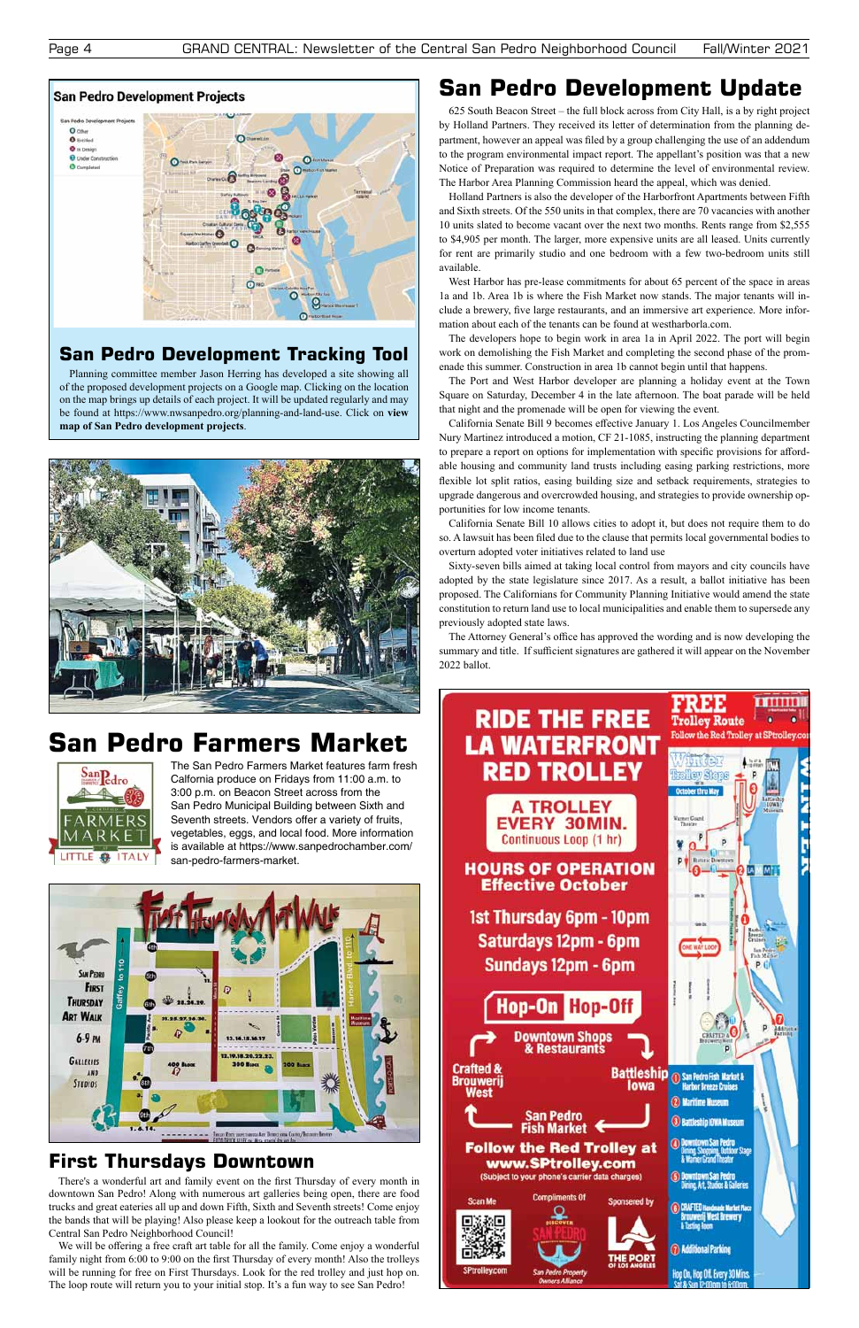## San Pedro Development Update

625 South Beacon Street – the full block across from City Hall, is a by right project by Holland Partners. They received its letter of determination from the planning department, however an appeal was filed by a group challenging the use of an addendum to the program environmental impact report. The appellant's position was that a new Notice of Preparation was required to determine the level of environmental review. The Harbor Area Planning Commission heard the appeal, which was denied.

Holland Partners is also the developer of the Harborfront Apartments between Fifth and Sixth streets. Of the 550 units in that complex, there are 70 vacancies with another 10 units slated to become vacant over the next two months. Rents range from $2,555 to $4,905 per month. The larger, more expensive units are all leased. Units currently for rent are primarily studio and one bedroom with a few two-bedroom units still available.

West Harbor has pre-lease commitments for about 65 percent of the space in areas 1a and 1b. Area 1b is where the Fish Market now stands. The major tenants will include a brewery, five large restaurants, and an immersive art experience. More information about each of the tenants can be found at westharborla.com.

The developers hope to begin work in area 1a in April 2022. The port will begin work on demolishing the Fish Market and completing the second phase of the promenade this summer. Construction in area 1b cannot begin until that happens.

The Port and West Harbor developer are planning a holiday event at the Town Square on Saturday, December 4 in the late afternoon. The boat parade will be held that night and the promenade will be open for viewing the event.

California Senate Bill 9 becomes effective January 1. Los Angeles Councilmember Nury Martinez introduced a motion, CF 21-1085, instructing the planning department to prepare a report on options for implementation with specific provisions for affordable housing and community land trusts including easing parking restrictions, more flexible lot split ratios, easing building size and setback requirements, strategies to upgrade dangerous and overcrowded housing, and strategies to provide ownership opportunities for low income tenants.

California Senate Bill 10 allows cities to adopt it, but does not require them to do so. A lawsuit has been filed due to the clause that permits local governmental bodies to overturn adopted voter initiatives related to land use

Sixty-seven bills aimed at taking local control from mayors and city councils have adopted by the state legislature since 2017. As a result, a ballot initiative has been proposed. The Californians for Community Planning Initiative would amend the state constitution to return land use to local municipalities and enable them to supersede any previously adopted state laws.

The Attorney General's office has approved the wording and is now developing the summary and title. If sufficient signatures are gathered it will appear on the November 2022 ballot.

San Pedro Development Projects

## San Pedro Development Tracking Tool

Planning committee member Jason Herring has developed a site showing all of the proposed development projects on a Google map. Clicking on the location on the map brings up details of each project. It will be updated regularly and may be found at https://www.nwsanpedro.org/planning-and-land-use. Click on **view map of San Pedro development projects**.

## San Pedro Farmers Market

The San Pedro Farmers Market features farm fresh California produce on Fridays from 11:00 a.m. to 3:00 p.m. on Beacon Street across from the San Pedro Municipal Building between Sixth and Seventh streets. Vendors offer a variety of fruits, vegetables, eggs, and local food. More information is available at https://www.sanpedrochamber.com/san-pedro-farmers-market.

## First Thursdays Downtown

There's a wonderful art and family event on the first Thursday of every month in downtown San Pedro! Along with numerous art galleries being open, there are food trucks and great eateries all up and down Fifth, Sixth and Seventh streets! Come enjoy the bands that will be playing! Also please keep a lookout for the outreach table from Central San Pedro Neighborhood Council!

We will be offering a free craft art table for all the family. Come enjoy a wonderful family night from 6:00 to 9:00 on the first Thursday of every month! Also the trolleys will be running for free on First Thursdays. Look for the red trolley and just hop on. The loop route will return you to your initial stop. It's a fun way to see San Pedro!

## RIDE THE FREE LA WATERFRONT RED TROLLEY

A TROLLEY EVERY 30MIN.
Continuous Loop (1 hr)

**HOURS OF OPERATION Effective October**

1st Thursday 6pm - 10pm
Saturdays 12pm - 6pm
Sundays 12pm - 6pm

Hop-On Hop-Off

Downtown Shops & Restaurants
Crafted & Brouwerij West
Battleship Iowa
San Pedro Fish Market

**Follow the Red Trolley at www.SPtrolley.com**
(Subject to your phone's carrier data charges)

Scan Me — SPtrolley.com
Compliments Of — San Pedro Property Owners Alliance
Sponsored by — The Port of Los Angeles

FREE Trolley Route — Follow the Red Trolley at SPtrolley.com
Winter Trolley Stops — October thru May

1. San Pedro Fish Market & Harbor Breeze Cruises
2. Maritime Museum
3. Battleship IOWA Museum
4. Downtown San Pedro Dining, Shopping, Outdoor Stage & Warner Grand Theater
5. Downtown San Pedro Dining, Art, Studios & Galleries
6. CRAFTED Handmade Market Place Brouwerij West Brewery & Tasting Room
7. Additional Parking

Hop On, Hop Off, Every 30 Mins. Sat & Sun 12:00pm to 6:00pm